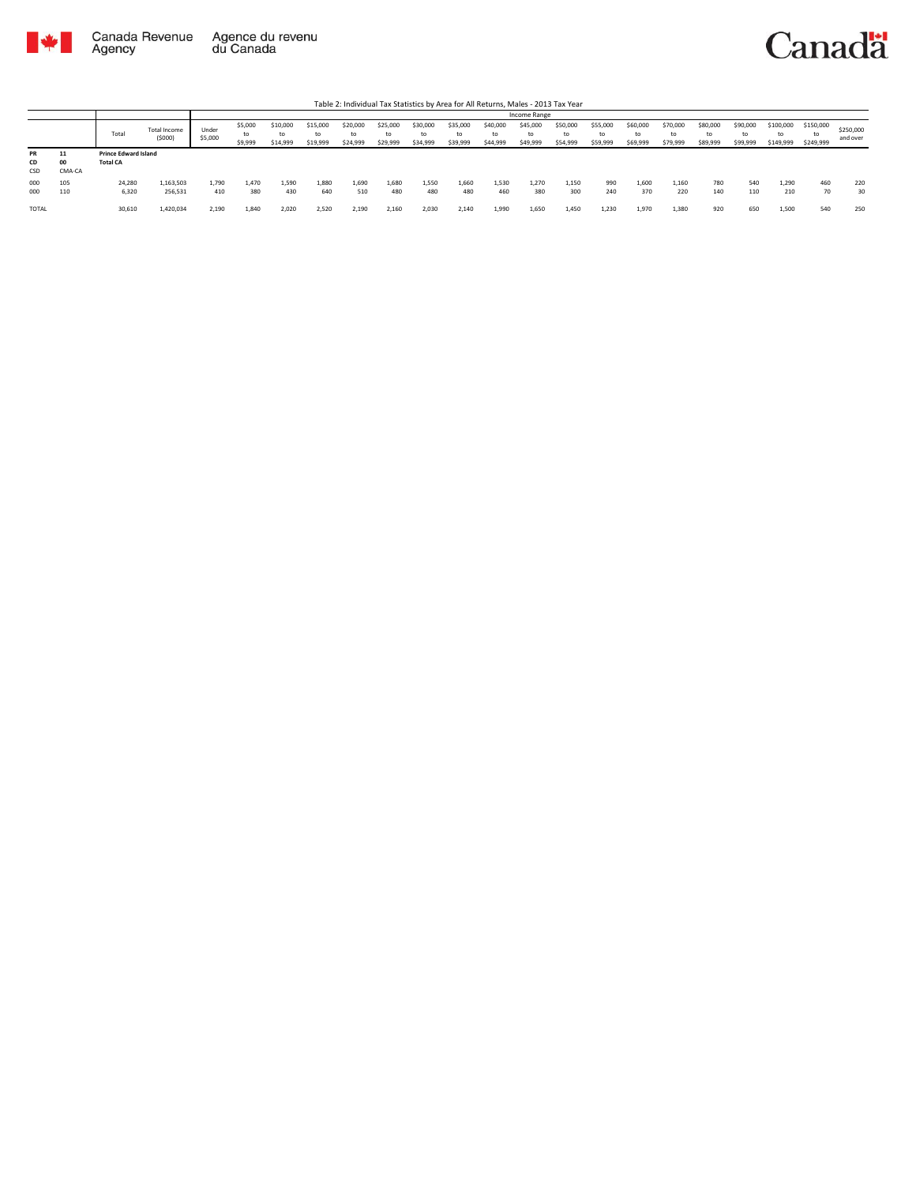Canada Revenue Agency | Agence du revenu du Canada

Canada

Table 2: Individual Tax Statistics by Area for All Returns, Males - 2013 Tax Year

| | | Total | Total Income ($000) | Income Range | | | | | | | | | | | | | | | | | | | |
|---|---|---|---|---|---|---|---|---|---|---|---|---|---|---|---|---|---|---|---|---|---|---|---|
| | | | | Under $5,000 | $5,000 to $9,999 | $10,000 to $14,999 | $15,000 to $19,999 | $20,000 to $24,999 | $25,000 to $29,999 | $30,000 to $34,999 | $35,000 to $39,999 | $40,000 to $44,999 | $45,000 to $49,999 | $50,000 to $54,999 | $55,000 to $59,999 | $60,000 to $69,999 | $70,000 to $79,999 | $80,000 to $89,999 | $90,000 to $99,999 | $100,000 to $149,999 | $150,000 to $249,999 | $250,000 and over |
| PR<br>CD<br>CSD | 11<br>00<br>CMA-CA | Prince Edward Island<br>Total CA | | | | | | | | | | | | | | | | | | | | |
| 000 | 105 | 24,280 | 1,163,503 | 1,790 | 1,470 | 1,590 | 1,880 | 1,690 | 1,680 | 1,550 | 1,660 | 1,530 | 1,270 | 1,150 | 990 | 1,600 | 1,160 | 780 | 540 | 1,290 | 460 | 220 |
| 000 | 110 | 6,320 | 256,531 | 410 | 380 | 430 | 640 | 510 | 480 | 480 | 480 | 460 | 380 | 300 | 240 | 370 | 220 | 140 | 110 | 210 | 70 | 30 |
| TOTAL | | 30,610 | 1,420,034 | 2,190 | 1,840 | 2,020 | 2,520 | 2,190 | 2,160 | 2,030 | 2,140 | 1,990 | 1,650 | 1,450 | 1,230 | 1,970 | 1,380 | 920 | 650 | 1,500 | 540 | 250 |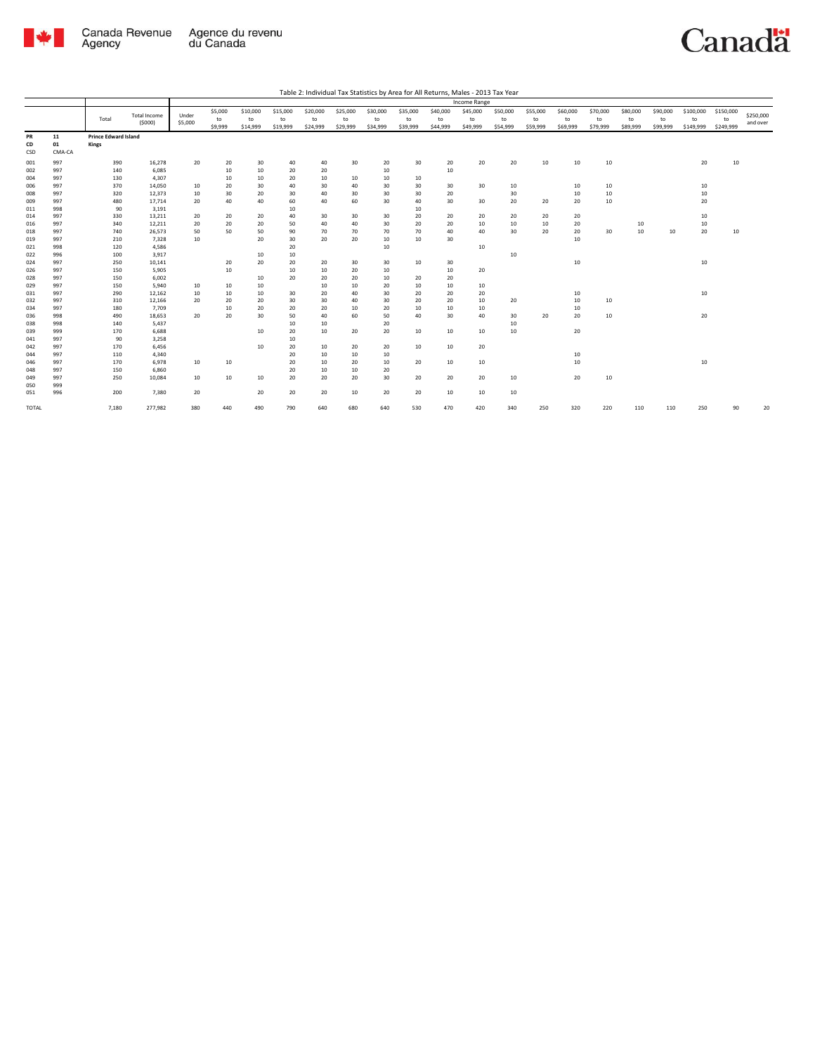Table 2: Individual Tax Statistics by Area for All Returns, Males - 2013 Tax Year

| PR | CD | | | Income Range | | | | | | | | | | | | | | | | | | |
|---|---|---|---|---|---|---|---|---|---|---|---|---|---|---|---|---|---|---|---|---|---|---|
| CSD | CMA-CA | Total | Total Income ($000) | Under $5,000 | $5,000 to $9,999 | $10,000 to $14,999 | $15,000 to $19,999 | $20,000 to $24,999 | $25,000 to $29,999 | $30,000 to $34,999 | $35,000 to $39,999 | $40,000 to $44,999 | $45,000 to $49,999 | $50,000 to $54,999 | $55,000 to $59,999 | $60,000 to $69,999 | $70,000 to $79,999 | $80,000 to $89,999 | $90,000 to $99,999 | $100,000 to $149,999 | $150,000 to $249,999 | $250,000 and over |
| 11 | 01 | **Prince Edward Island** **Kings** | | | | | | | | | | | | | | | | | | | | |
| 001 | 997 | 390 | 16,278 | 20 | 20 | 30 | 40 | 40 | 30 | 20 | 30 | 20 | 20 | 20 | 10 | 10 | 10 | | | 20 | 10 | |
| 002 | 997 | 140 | 6,085 | | 10 | 10 | 20 | 20 | | 10 | | 10 | | | | | | | | | | |
| 004 | 997 | 130 | 4,307 | | 10 | 10 | 20 | 10 | 10 | 10 | 10 | | | | | | | | | | | |
| 006 | 997 | 370 | 14,050 | 10 | 20 | 30 | 40 | 30 | 40 | 30 | 30 | 30 | 30 | 10 | | 10 | 10 | | | 10 | | |
| 008 | 997 | 320 | 12,373 | 10 | 30 | 20 | 30 | 40 | 30 | 30 | 30 | 20 | | 30 | | 10 | 10 | | | 10 | | |
| 009 | 997 | 480 | 17,714 | 20 | 40 | 40 | 60 | 40 | 60 | 30 | 40 | 30 | 30 | 20 | 20 | 20 | 10 | | | 20 | | |
| 011 | 998 | 90 | 3,191 | | | | 10 | | | | 10 | | | | | | | | | | | |
| 014 | 997 | 330 | 13,211 | 20 | 20 | 20 | 40 | 30 | 30 | 30 | 20 | 20 | 20 | 20 | 20 | 20 | | | | 10 | | |
| 016 | 997 | 340 | 12,211 | 20 | 20 | 20 | 50 | 40 | 40 | 30 | 20 | 20 | 10 | 10 | 10 | 20 | | 10 | | 10 | | |
| 018 | 997 | 740 | 26,573 | 50 | 50 | 50 | 90 | 70 | 70 | 70 | 70 | 40 | 40 | 30 | 20 | 20 | 30 | 10 | 10 | 20 | 10 | |
| 019 | 997 | 210 | 7,328 | 10 | | 20 | 30 | 20 | 20 | 10 | 10 | 30 | | | | 10 | | | | | | |
| 021 | 998 | 120 | 4,586 | | | | 20 | | | 10 | | | 10 | | | | | | | | | |
| 022 | 996 | 100 | 3,917 | | | 10 | 10 | | | | | | | 10 | | | | | | | | |
| 024 | 997 | 250 | 10,141 | | 20 | 20 | 20 | 20 | 30 | 30 | 10 | 30 | | | | 10 | | | | 10 | | |
| 026 | 997 | 150 | 5,905 | | 10 | | 10 | 10 | 20 | 10 | | 10 | 20 | | | | | | | | | |
| 028 | 997 | 150 | 6,002 | | | 10 | 20 | 20 | 20 | 10 | 20 | 20 | | | | | | | | | | |
| 029 | 997 | 150 | 5,940 | 10 | 10 | 10 | | 10 | 10 | 20 | 10 | 10 | 10 | | | | | | | | | |
| 031 | 997 | 290 | 12,162 | 10 | 10 | 10 | 30 | 20 | 40 | 30 | 20 | 20 | 20 | | | 10 | | | | 10 | | |
| 032 | 997 | 310 | 12,166 | 20 | 20 | 20 | 30 | 30 | 40 | 30 | 20 | 20 | 10 | 20 | | 10 | 10 | | | | | |
| 034 | 997 | 180 | 7,709 | | 10 | 20 | 20 | 20 | 10 | 20 | 10 | 10 | 10 | | | 10 | | | | | | |
| 036 | 998 | 490 | 18,653 | 20 | 20 | 30 | 50 | 40 | 60 | 50 | 40 | 30 | 40 | 30 | 20 | 20 | 10 | | | 20 | | |
| 038 | 998 | 140 | 5,437 | | | | 10 | 10 | | 20 | | | | 10 | | | | | | | | |
| 039 | 999 | 170 | 6,688 | | | 10 | 20 | 10 | 20 | 20 | 10 | 10 | 10 | 10 | | 20 | | | | | | |
| 041 | 997 | 90 | 3,258 | | | | 10 | | | | | | | | | | | | | | | |
| 042 | 997 | 170 | 6,456 | | | 10 | 20 | 10 | 20 | 20 | 10 | 10 | 20 | | | | | | | | | |
| 044 | 997 | 110 | 4,340 | | | | 20 | 10 | 10 | 10 | | | | | | 10 | | | | | | |
| 046 | 997 | 170 | 6,978 | 10 | 10 | | 20 | 10 | 20 | 10 | 20 | 10 | 10 | | | 10 | | | | 10 | | |
| 048 | 997 | 150 | 6,860 | | | | 20 | 10 | 10 | 20 | | | | | | | | | | | | |
| 049 | 997 | 250 | 10,084 | 10 | 10 | 10 | 20 | 20 | 20 | 30 | 20 | 20 | 20 | 10 | | 20 | 10 | | | | | |
| 050 | 999 | | | | | | | | | | | | | | | | | | | | | |
| 051 | 996 | 200 | 7,380 | 20 | | 20 | 20 | 20 | 10 | 20 | 20 | 10 | 10 | 10 | | | | | | | | |
| TOTAL | | 7,180 | 277,982 | 380 | 440 | 490 | 790 | 640 | 680 | 640 | 530 | 470 | 420 | 340 | 250 | 320 | 220 | 110 | 110 | 250 | 90 | 20 |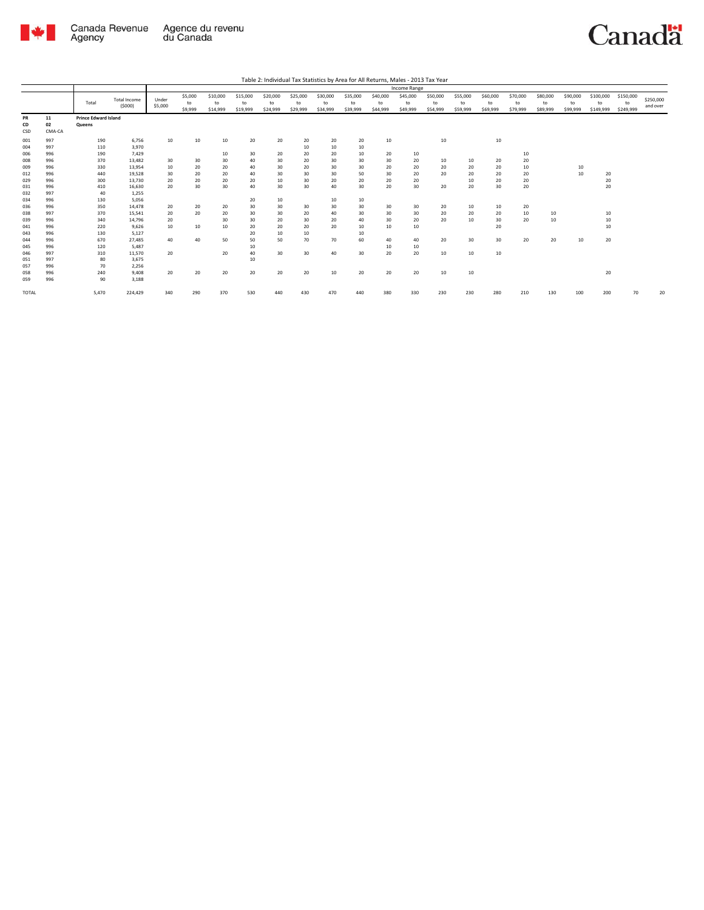Table 2: Individual Tax Statistics by Area for All Returns, Males - 2013 Tax Year

| | | Total | Total Income ($000) | Income Range | | | | | | | | | | | | | | | | | | |
|---|---|---|---|---|---|---|---|---|---|---|---|---|---|---|---|---|---|---|---|---|---|---|
| | | | | Under $5,000 | $5,000 to $9,999 | $10,000 to $14,999 | $15,000 to $19,999 | $20,000 to $24,999 | $25,000 to $29,999 | $30,000 to $34,999 | $35,000 to $39,999 | $40,000 to $44,999 | $45,000 to $49,999 | $50,000 to $54,999 | $55,000 to $59,999 | $60,000 to $69,999 | $70,000 to $79,999 | $80,000 to $89,999 | $90,000 to $99,999 | $100,000 to $149,999 | $150,000 to $249,999 | $250,000 and over |
| PR | 11 | Prince Edward Island | | | | | | | | | | | | | | | | | | | | |
| CD | 02 | Queens | | | | | | | | | | | | | | | | | | | | |
| CSD | CMA-CA | | | | | | | | | | | | | | | | | | | | | |
| 001 | 997 | 190 | 6,756 | 10 | 10 | 10 | 20 | 20 | 20 | 20 | 20 | 10 | | 10 | | 10 | | | | | | |
| 004 | 997 | 110 | 3,970 | | | | | | 10 | 10 | 10 | | | | | | | | | | | |
| 006 | 996 | 190 | 7,429 | | | 10 | 30 | 20 | 20 | 20 | 10 | 20 | 10 | | | | 10 | | | | | |
| 008 | 996 | 370 | 13,482 | 30 | 30 | 30 | 40 | 30 | 20 | 30 | 30 | 30 | 20 | 10 | 10 | 20 | 20 | | | | | |
| 009 | 996 | 330 | 13,954 | 10 | 20 | 20 | 40 | 30 | 20 | 30 | 30 | 20 | 20 | 20 | 20 | 20 | 10 | | 10 | | | |
| 012 | 996 | 440 | 19,528 | 30 | 20 | 20 | 40 | 30 | 30 | 30 | 50 | 30 | 20 | 20 | 20 | 20 | 20 | | 10 | 20 | | |
| 029 | 996 | 300 | 13,730 | 20 | 20 | 20 | 20 | 10 | 30 | 20 | 20 | 20 | 20 | | 10 | 20 | 20 | | | 20 | | |
| 031 | 996 | 410 | 16,630 | 20 | 30 | 30 | 40 | 30 | 30 | 40 | 30 | 20 | 30 | 20 | 20 | 30 | 20 | | | 20 | | |
| 032 | 997 | 40 | 1,255 | | | | | | | | | | | | | | | | | | | |
| 034 | 996 | 130 | 5,056 | | | | 20 | 10 | | 10 | 10 | | | | | | | | | | | |
| 036 | 996 | 350 | 14,478 | 20 | 20 | 20 | 30 | 30 | 30 | 30 | 30 | 30 | 30 | 20 | 10 | 10 | 20 | | | | | |
| 038 | 997 | 370 | 15,541 | 20 | 20 | 20 | 30 | 30 | 20 | 40 | 30 | 30 | 30 | 20 | 20 | 20 | 10 | 10 | | 10 | | |
| 039 | 996 | 340 | 14,796 | 20 | | 30 | 30 | 20 | 30 | 20 | 40 | 30 | 20 | 20 | 10 | 30 | 20 | 10 | | 10 | | |
| 041 | 996 | 220 | 9,626 | 10 | 10 | 10 | 20 | 20 | 20 | 20 | 10 | 10 | 10 | | | 20 | | | | 10 | | |
| 043 | 996 | 130 | 5,127 | | | | 20 | 10 | 10 | | 10 | | | | | | | | | | | |
| 044 | 996 | 670 | 27,485 | 40 | 40 | 50 | 50 | 50 | 70 | 70 | 60 | 40 | 40 | 20 | 30 | 30 | 20 | 20 | 10 | 20 | | |
| 045 | 996 | 120 | 5,487 | | | | 10 | | | | | 10 | 10 | | | | | | | | | |
| 046 | 997 | 310 | 11,570 | 20 | | 20 | 40 | 30 | 30 | 40 | 30 | 20 | 20 | 10 | 10 | 10 | | | | | | |
| 051 | 997 | 80 | 3,675 | | | | 10 | | | | | | | | | | | | | | | |
| 057 | 996 | 70 | 2,256 | | | | | | | | | | | | | | | | | | | |
| 058 | 996 | 240 | 9,408 | 20 | 20 | 20 | 20 | 20 | 20 | 10 | 20 | 20 | 20 | 10 | 10 | | | | | 20 | | |
| 059 | 996 | 90 | 3,188 | | | | | | | | | | | | | | | | | | | |
| TOTAL | | 5,470 | 224,429 | 340 | 290 | 370 | 530 | 440 | 430 | 470 | 440 | 380 | 330 | 230 | 230 | 280 | 210 | 130 | 100 | 200 | 70 | 20 |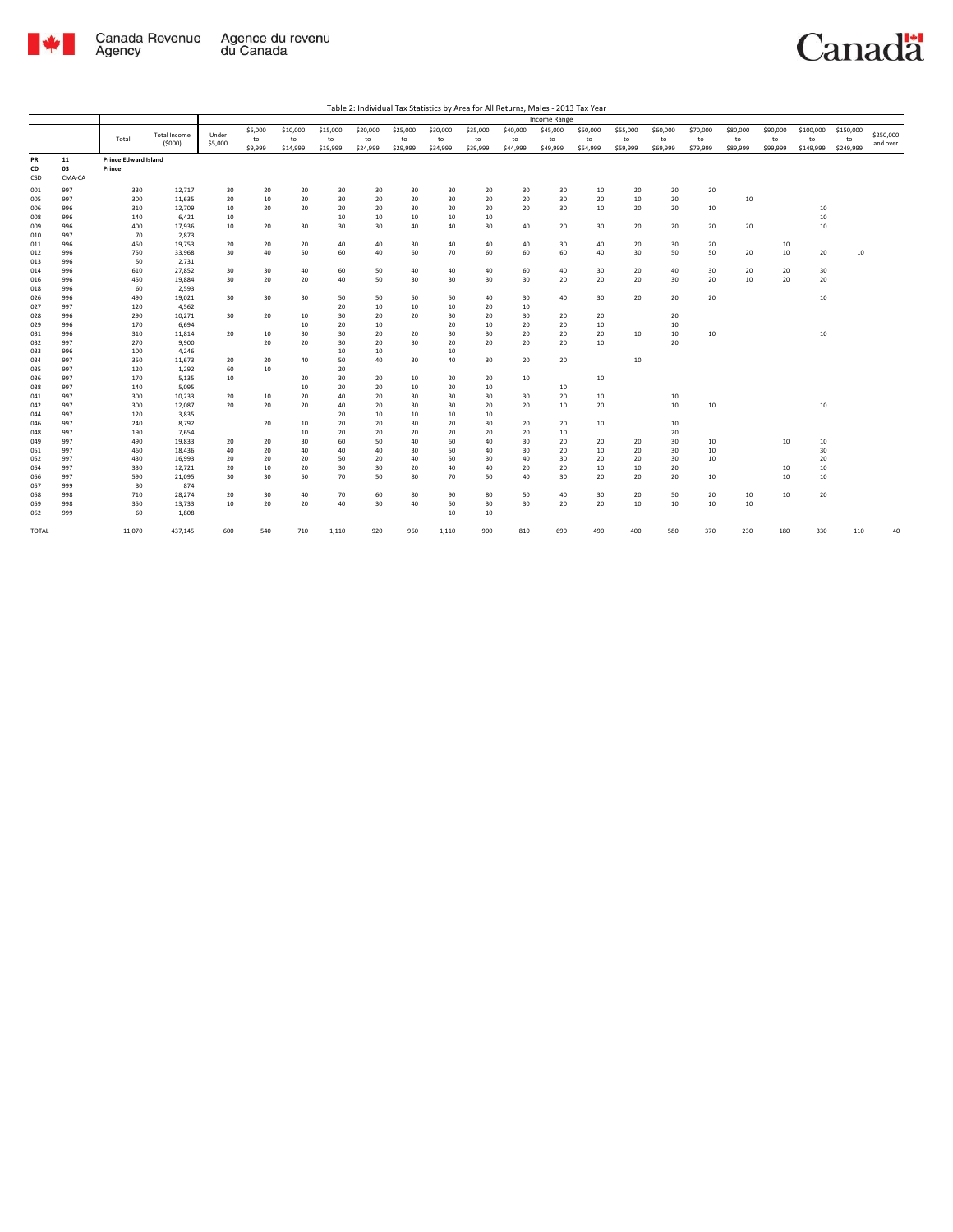Table 2: Individual Tax Statistics by Area for All Returns, Males - 2013 Tax Year

| | | Total | Total Income ($000) | Income Range | | | | | | | | | | | | | | | | | | |
|---|---|---|---|---|---|---|---|---|---|---|---|---|---|---|---|---|---|---|---|---|---|---|
| | | | | Under $5,000 | $5,000 to $9,999 | $10,000 to $14,999 | $15,000 to $19,999 | $20,000 to $24,999 | $25,000 to $29,999 | $30,000 to $34,999 | $35,000 to $39,999 | $40,000 to $44,999 | $45,000 to $49,999 | $50,000 to $54,999 | $55,000 to $59,999 | $60,000 to $69,999 | $70,000 to $79,999 | $80,000 to $89,999 | $90,000 to $99,999 | $100,000 to $149,999 | $150,000 to $249,999 | $250,000 and over |
| PR | 11 | **Prince Edward Island** | | | | | | | | | | | | | | | | | | | | |
| CD | 03 | **Prince** | | | | | | | | | | | | | | | | | | | | |
| CSD | CMA-CA | | | | | | | | | | | | | | | | | | | | | |
| 001 | 997 | 330 | 12,717 | 30 | 20 | 20 | 30 | 30 | 30 | 30 | 20 | 30 | 30 | 10 | 20 | 20 | 20 | | | | | |
| 005 | 997 | 300 | 11,635 | 20 | 10 | 20 | 30 | 20 | 20 | 30 | 20 | 20 | 30 | 20 | 10 | 20 | | 10 | | | | |
| 006 | 996 | 310 | 12,709 | 10 | 20 | 20 | 20 | 20 | 30 | 20 | 20 | 20 | 30 | 10 | 20 | 20 | 10 | | | 10 | | |
| 008 | 996 | 140 | 6,421 | 10 | | | 10 | 10 | 10 | 10 | 10 | | | | | | | | | 10 | | |
| 009 | 996 | 400 | 17,936 | 10 | 20 | 30 | 30 | 30 | 40 | 40 | 30 | 40 | 20 | 30 | 20 | 20 | 20 | 20 | | 10 | | |
| 010 | 997 | 70 | 2,873 | | | | | | | | | | | | | | | | | | | |
| 011 | 996 | 450 | 19,753 | 20 | 20 | 20 | 40 | 40 | 30 | 40 | 40 | 40 | 30 | 40 | 20 | 30 | 20 | | 10 | | | |
| 012 | 996 | 750 | 33,968 | 30 | 40 | 50 | 60 | 40 | 60 | 70 | 60 | 60 | 60 | 40 | 30 | 50 | 50 | 20 | 10 | 20 | 10 | |
| 013 | 996 | 50 | 2,731 | | | | | | | | | | | | | | | | | | | |
| 014 | 996 | 610 | 27,852 | 30 | 30 | 40 | 60 | 50 | 40 | 40 | 40 | 60 | 40 | 30 | 20 | 40 | 30 | 20 | 20 | 30 | | |
| 016 | 996 | 450 | 19,884 | 30 | 20 | 20 | 40 | 50 | 30 | 30 | 30 | 30 | 20 | 20 | 20 | 30 | 20 | 10 | 20 | 20 | | |
| 018 | 996 | 60 | 2,593 | | | | | | | | | | | | | | | | | | | |
| 026 | 996 | 490 | 19,021 | 30 | 30 | 30 | 50 | 50 | 50 | 50 | 40 | 30 | 40 | 30 | 20 | 20 | 20 | | | 10 | | |
| 027 | 997 | 120 | 4,562 | | | | 20 | 10 | 10 | 10 | 20 | 10 | | | | | | | | | | |
| 028 | 996 | 290 | 10,271 | 30 | 20 | 10 | 30 | 20 | 20 | 30 | 20 | 30 | 20 | 20 | | 20 | | | | | | |
| 029 | 996 | 170 | 6,694 | | | 10 | 20 | 10 | | 20 | 10 | 20 | 20 | 10 | | 10 | | | | | | |
| 031 | 996 | 310 | 11,814 | 20 | 10 | 30 | 30 | 20 | 20 | 30 | 30 | 20 | 20 | 20 | 10 | 10 | 10 | | | 10 | | |
| 032 | 997 | 270 | 9,900 | | 20 | 20 | 30 | 20 | 30 | 20 | 20 | 20 | 20 | 10 | | 20 | | | | | | |
| 033 | 996 | 100 | 4,246 | | | | 10 | 10 | | 10 | | | | | | | | | | | | |
| 034 | 997 | 350 | 11,673 | 20 | 20 | 40 | 50 | 40 | 30 | 40 | 30 | 20 | 20 | | 10 | | | | | | | |
| 035 | 997 | 120 | 1,292 | 60 | 10 | | 20 | | | | | | | | | | | | | | | |
| 036 | 997 | 170 | 5,135 | 10 | | 20 | 30 | 20 | 10 | 20 | 20 | 10 | | 10 | | | | | | | | |
| 038 | 997 | 140 | 5,095 | | | 10 | 20 | 20 | 10 | 20 | 10 | | 10 | | | | | | | | | |
| 041 | 997 | 300 | 10,233 | 20 | 10 | 20 | 40 | 20 | 30 | 30 | 30 | 30 | 20 | 10 | | 10 | | | | | | |
| 042 | 997 | 300 | 12,087 | 20 | 20 | 20 | 40 | 20 | 30 | 30 | 20 | 20 | 10 | 20 | | 10 | 10 | | | 10 | | |
| 044 | 997 | 120 | 3,835 | | | | 20 | 10 | 10 | 10 | 10 | | | | | | | | | | | |
| 046 | 997 | 240 | 8,792 | | 20 | 10 | 20 | 20 | 30 | 20 | 30 | 20 | 20 | 10 | | 10 | | | | | | |
| 048 | 997 | 190 | 7,654 | | | 10 | 20 | 20 | 20 | 20 | 20 | 20 | 10 | | | 20 | | | | | | |
| 049 | 997 | 490 | 19,833 | 20 | 20 | 30 | 60 | 50 | 40 | 60 | 40 | 30 | 20 | 20 | 20 | 30 | 10 | | 10 | 10 | | |
| 051 | 997 | 460 | 18,436 | 40 | 20 | 40 | 40 | 40 | 30 | 50 | 40 | 30 | 20 | 10 | 20 | 30 | 10 | | | 30 | | |
| 052 | 997 | 430 | 16,993 | 20 | 20 | 20 | 50 | 20 | 40 | 50 | 30 | 40 | 30 | 20 | 20 | 30 | 10 | | | 20 | | |
| 054 | 997 | 330 | 12,721 | 20 | 10 | 20 | 30 | 30 | 20 | 40 | 40 | 20 | 20 | 10 | 10 | 20 | | | 10 | 10 | | |
| 056 | 997 | 590 | 21,095 | 30 | 30 | 50 | 70 | 50 | 80 | 70 | 50 | 40 | 30 | 20 | 20 | 20 | 10 | | 10 | 10 | | |
| 057 | 999 | 30 | 874 | | | | | | | | | | | | | | | | | | | |
| 058 | 998 | 710 | 28,274 | 20 | 30 | 40 | 70 | 60 | 80 | 90 | 80 | 50 | 40 | 30 | 20 | 50 | 20 | 10 | 10 | 20 | | |
| 059 | 998 | 350 | 13,733 | 10 | 20 | 20 | 40 | 30 | 40 | 50 | 30 | 30 | 20 | 20 | 10 | 10 | 10 | 10 | | | | |
| 062 | 999 | 60 | 1,808 | | | | | | | 10 | 10 | | | | | | | | | | | |
| TOTAL | | 11,070 | 437,145 | 600 | 540 | 710 | 1,110 | 920 | 960 | 1,110 | 900 | 810 | 690 | 490 | 400 | 580 | 370 | 230 | 180 | 330 | 110 | 40 |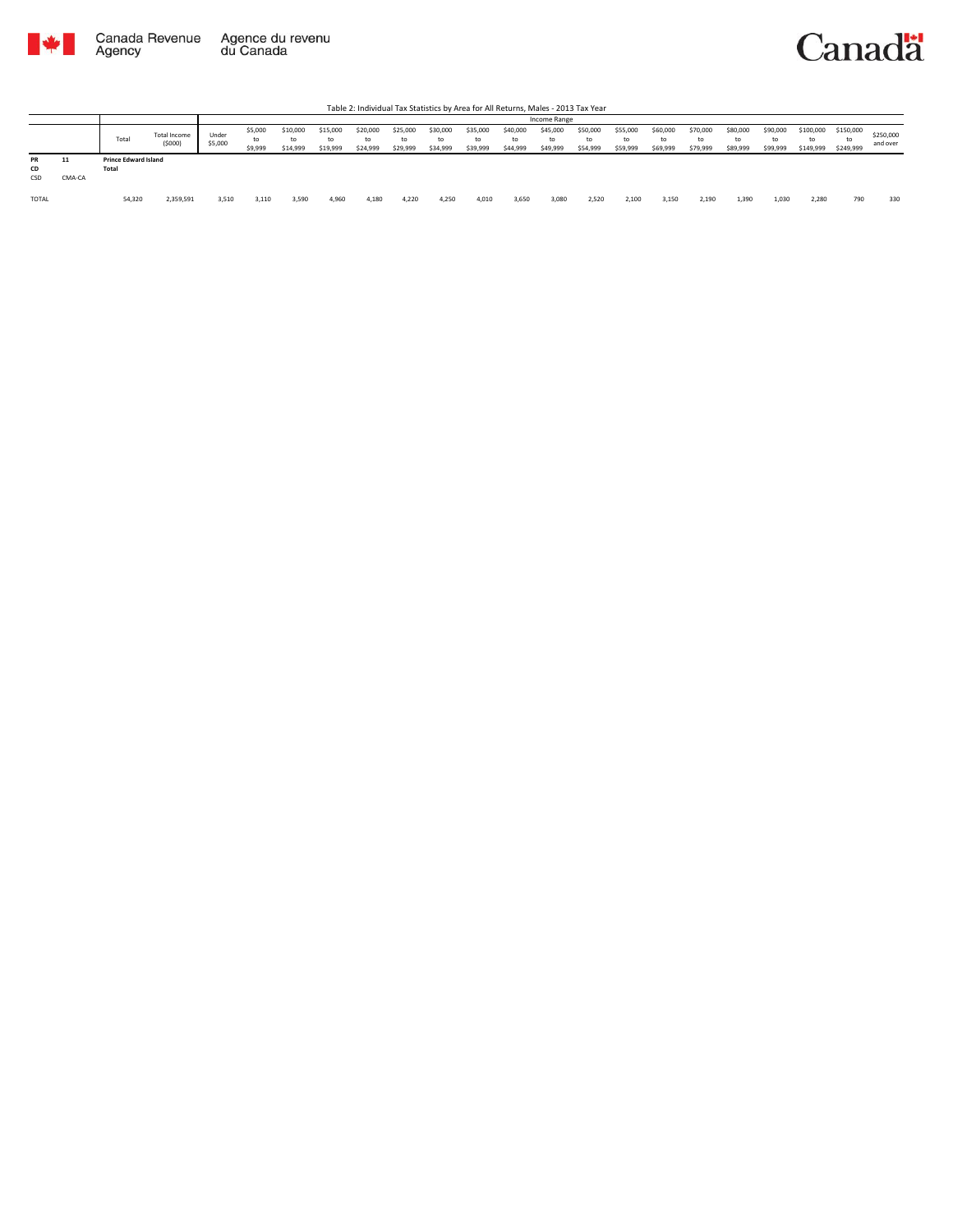Table 2: Individual Tax Statistics by Area for All Returns, Males - 2013 Tax Year

| | | | | Income Range | | | | | | | | | | | | | | | | | | | |
|---|---|---|---|---|---|---|---|---|---|---|---|---|---|---|---|---|---|---|---|---|---|---|---|
| | | Total | Total Income ($000) | Under $5,000 | $5,000 to $9,999 | $10,000 to $14,999 | $15,000 to $19,999 | $20,000 to $24,999 | $25,000 to $29,999 | $30,000 to $34,999 | $35,000 to $39,999 | $40,000 to $44,999 | $45,000 to $49,999 | $50,000 to $54,999 | $55,000 to $59,999 | $60,000 to $69,999 | $70,000 to $79,999 | $80,000 to $89,999 | $90,000 to $99,999 | $100,000 to $149,999 | $150,000 to $249,999 | $250,000 and over |
| PR | 11 | **Prince Edward Island** | | | | | | | | | | | | | | | | | | | | | |
| CD | | **Total** | | | | | | | | | | | | | | | | | | | | | |
| CSD | CMA-CA | | | | | | | | | | | | | | | | | | | | | | |
| TOTAL | | 54,320 | 2,359,591 | 3,510 | 3,110 | 3,590 | 4,960 | 4,180 | 4,220 | 4,250 | 4,010 | 3,650 | 3,080 | 2,520 | 2,100 | 3,150 | 2,190 | 1,390 | 1,030 | 2,280 | 790 | 330 |